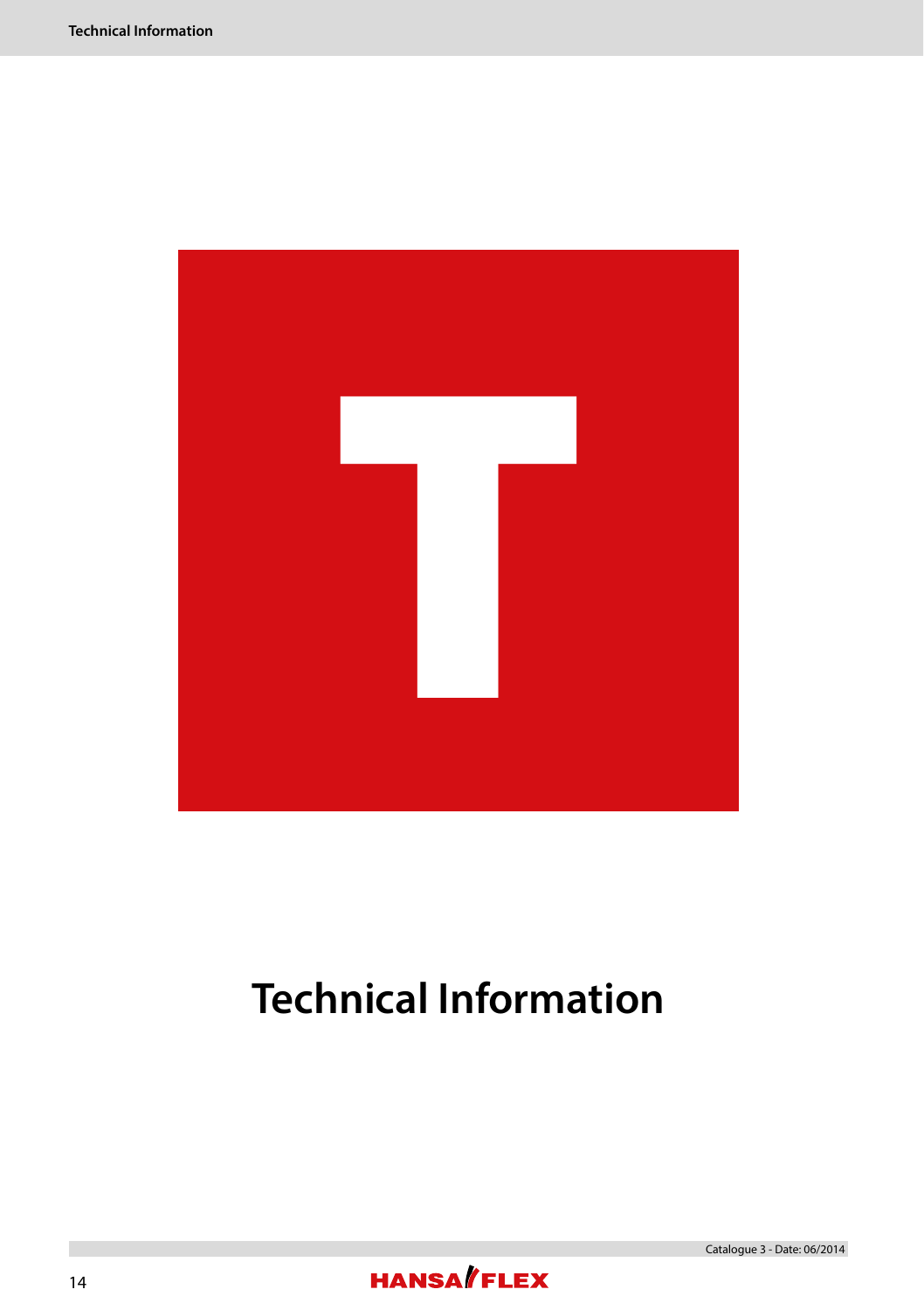# Technical Information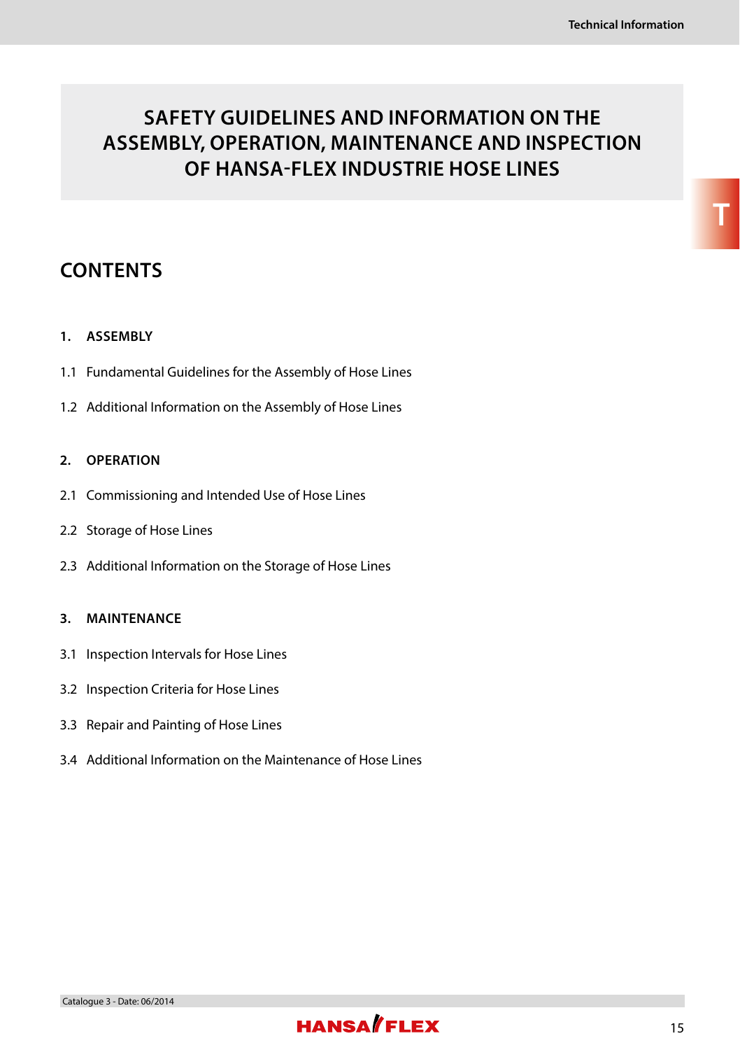# SAFETY GUIDELINES AND INFORMATION ON THE ASSEMBLY, OPERATION, MAINTENANCE AND INSPECTION OF HANSA-FLEX INDUSTRIE HOSE LINES

## CONTENTS

**1. ASSEMBLY**

1.1 Fundamental Guidelines for the Assembly of Hose Lines

1.2 Additional Information on the Assembly of Hose Lines

**2. OPERATION**

2.1 Commissioning and Intended Use of Hose Lines

2.2 Storage of Hose Lines

2.3 Additional Information on the Storage of Hose Lines

**3. MAINTENANCE**

3.1 Inspection Intervals for Hose Lines

3.2 Inspection Criteria for Hose Lines

3.3 Repair and Painting of Hose Lines

3.4 Additional Information on the Maintenance of Hose Lines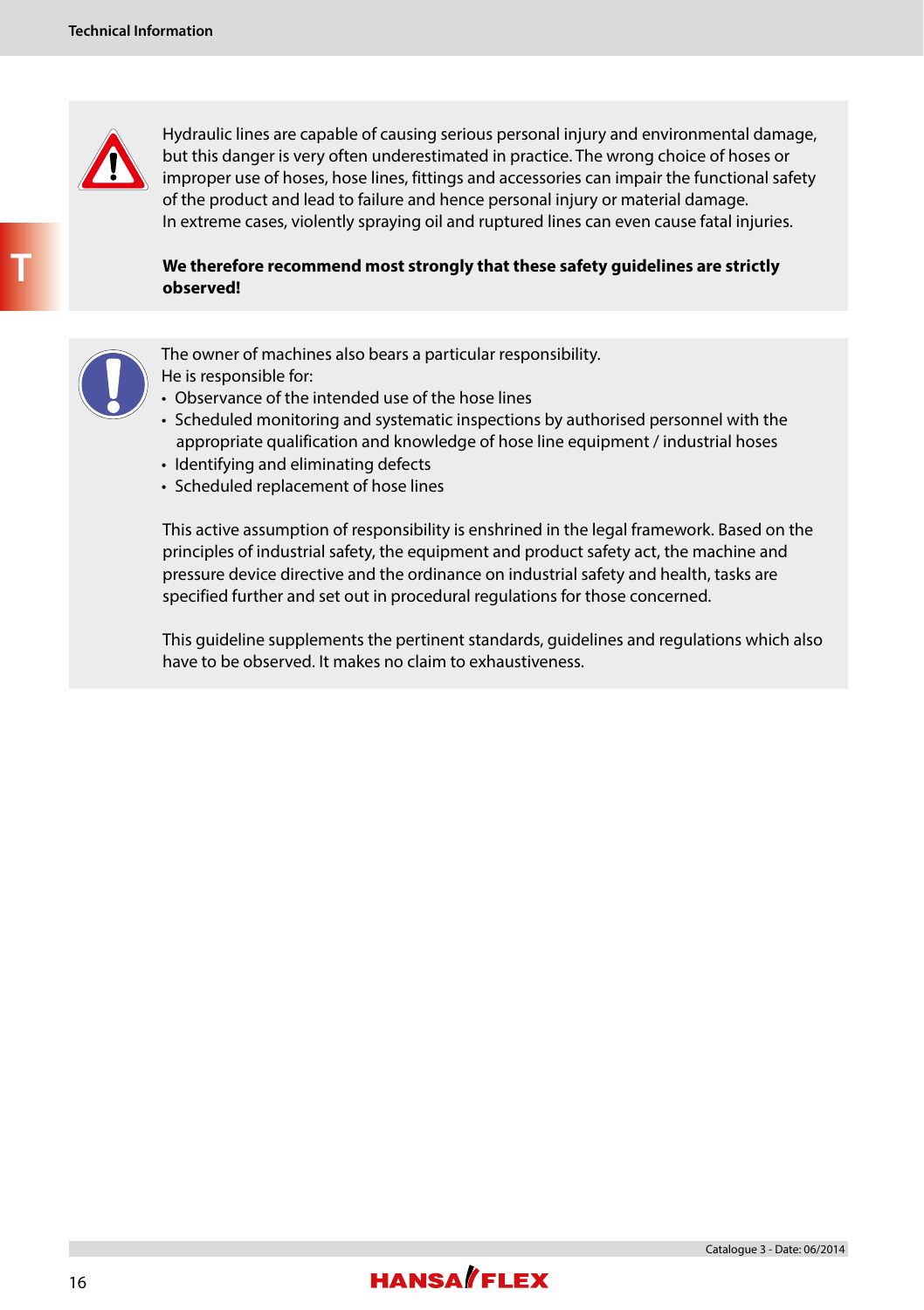Hydraulic lines are capable of causing serious personal injury and environmental damage, but this danger is very often underestimated in practice. The wrong choice of hoses or improper use of hoses, hose lines, fittings and accessories can impair the functional safety of the product and lead to failure and hence personal injury or material damage.
In extreme cases, violently spraying oil and ruptured lines can even cause fatal injuries.

**We therefore recommend most strongly that these safety guidelines are strictly observed!**

The owner of machines also bears a particular responsibility.
He is responsible for:

- Observance of the intended use of the hose lines
- Scheduled monitoring and systematic inspections by authorised personnel with the appropriate qualification and knowledge of hose line equipment / industrial hoses
- Identifying and eliminating defects
- Scheduled replacement of hose lines

This active assumption of responsibility is enshrined in the legal framework. Based on the principles of industrial safety, the equipment and product safety act, the machine and pressure device directive and the ordinance on industrial safety and health, tasks are specified further and set out in procedural regulations for those concerned.

This guideline supplements the pertinent standards, guidelines and regulations which also have to be observed. It makes no claim to exhaustiveness.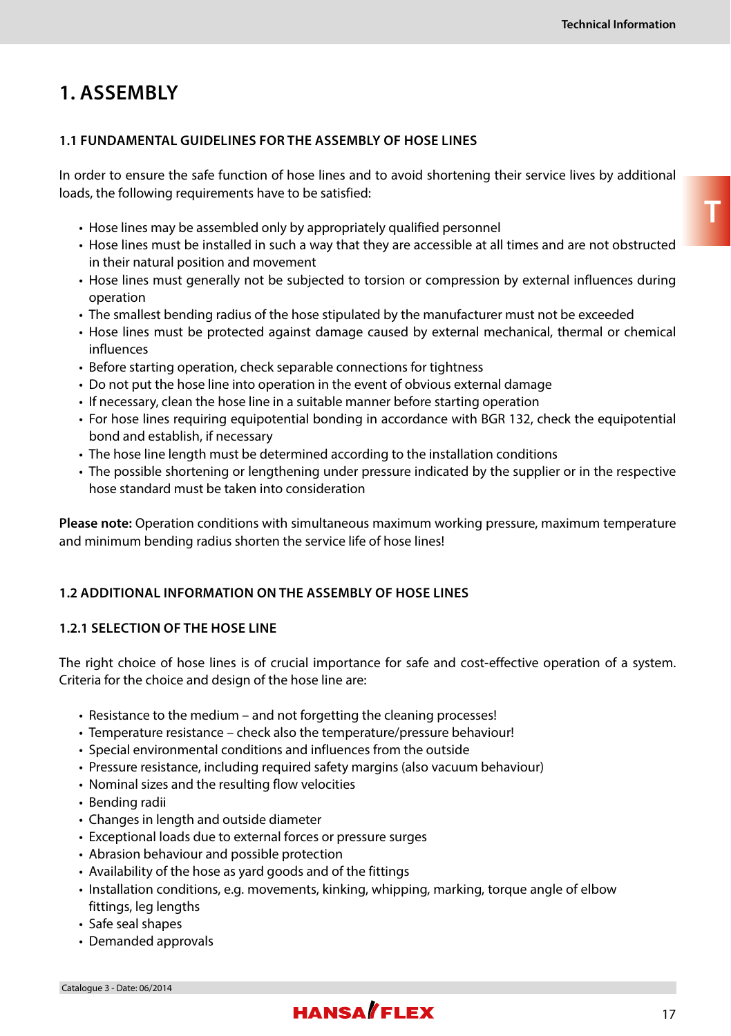# 1. ASSEMBLY

## 1.1 FUNDAMENTAL GUIDELINES FOR THE ASSEMBLY OF HOSE LINES

In order to ensure the safe function of hose lines and to avoid shortening their service lives by additional loads, the following requirements have to be satisfied:

- Hose lines may be assembled only by appropriately qualified personnel
- Hose lines must be installed in such a way that they are accessible at all times and are not obstructed in their natural position and movement
- Hose lines must generally not be subjected to torsion or compression by external influences during operation
- The smallest bending radius of the hose stipulated by the manufacturer must not be exceeded
- Hose lines must be protected against damage caused by external mechanical, thermal or chemical influences
- Before starting operation, check separable connections for tightness
- Do not put the hose line into operation in the event of obvious external damage
- If necessary, clean the hose line in a suitable manner before starting operation
- For hose lines requiring equipotential bonding in accordance with BGR 132, check the equipotential bond and establish, if necessary
- The hose line length must be determined according to the installation conditions
- The possible shortening or lengthening under pressure indicated by the supplier or in the respective hose standard must be taken into consideration

**Please note:** Operation conditions with simultaneous maximum working pressure, maximum temperature and minimum bending radius shorten the service life of hose lines!

## 1.2 ADDITIONAL INFORMATION ON THE ASSEMBLY OF HOSE LINES

### 1.2.1 SELECTION OF THE HOSE LINE

The right choice of hose lines is of crucial importance for safe and cost-effective operation of a system. Criteria for the choice and design of the hose line are:

- Resistance to the medium – and not forgetting the cleaning processes!
- Temperature resistance – check also the temperature/pressure behaviour!
- Special environmental conditions and influences from the outside
- Pressure resistance, including required safety margins (also vacuum behaviour)
- Nominal sizes and the resulting flow velocities
- Bending radii
- Changes in length and outside diameter
- Exceptional loads due to external forces or pressure surges
- Abrasion behaviour and possible protection
- Availability of the hose as yard goods and of the fittings
- Installation conditions, e.g. movements, kinking, whipping, marking, torque angle of elbow fittings, leg lengths
- Safe seal shapes
- Demanded approvals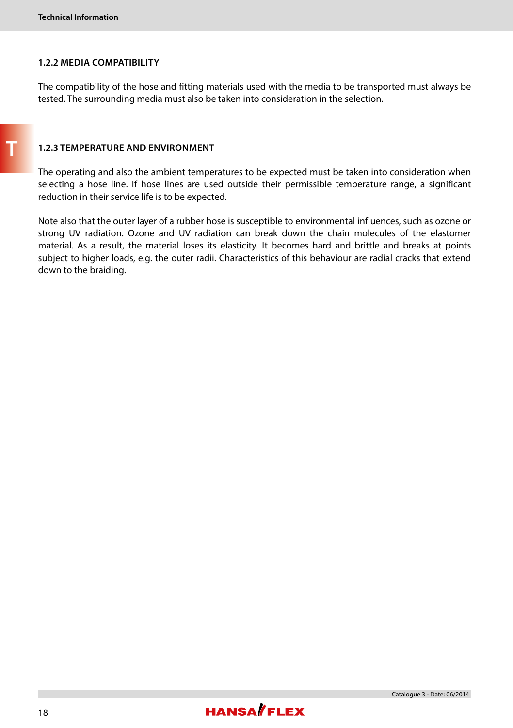### 1.2.2 MEDIA COMPATIBILITY

The compatibility of the hose and fitting materials used with the media to be transported must always be tested. The surrounding media must also be taken into consideration in the selection.

### 1.2.3 TEMPERATURE AND ENVIRONMENT

The operating and also the ambient temperatures to be expected must be taken into consideration when selecting a hose line. If hose lines are used outside their permissible temperature range, a significant reduction in their service life is to be expected.

Note also that the outer layer of a rubber hose is susceptible to environmental influences, such as ozone or strong UV radiation. Ozone and UV radiation can break down the chain molecules of the elastomer material. As a result, the material loses its elasticity. It becomes hard and brittle and breaks at points subject to higher loads, e.g. the outer radii. Characteristics of this behaviour are radial cracks that extend down to the braiding.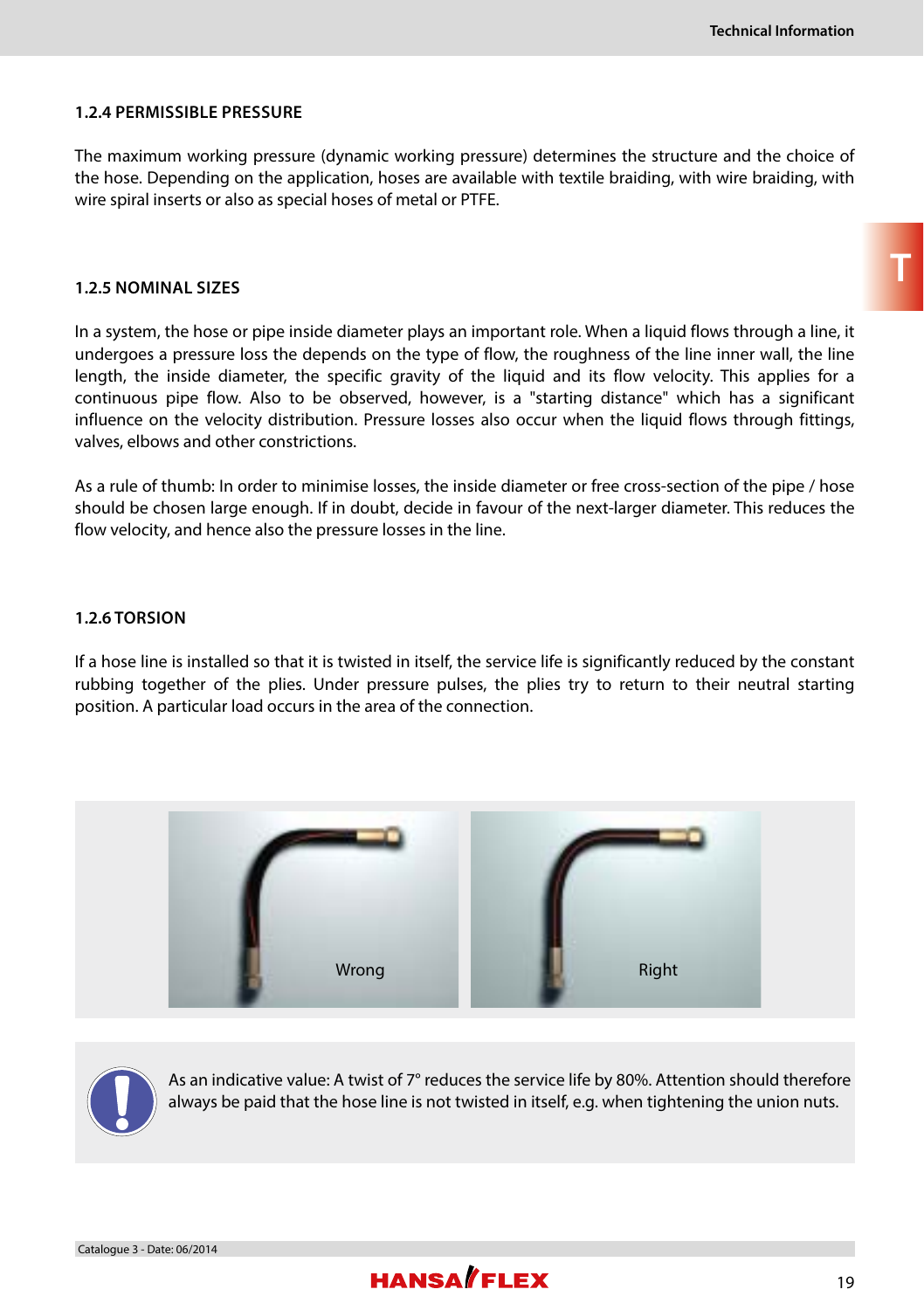### 1.2.4 PERMISSIBLE PRESSURE

The maximum working pressure (dynamic working pressure) determines the structure and the choice of the hose. Depending on the application, hoses are available with textile braiding, with wire braiding, with wire spiral inserts or also as special hoses of metal or PTFE.

### 1.2.5 NOMINAL SIZES

In a system, the hose or pipe inside diameter plays an important role. When a liquid flows through a line, it undergoes a pressure loss the depends on the type of flow, the roughness of the line inner wall, the line length, the inside diameter, the specific gravity of the liquid and its flow velocity. This applies for a continuous pipe flow. Also to be observed, however, is a "starting distance" which has a significant influence on the velocity distribution. Pressure losses also occur when the liquid flows through fittings, valves, elbows and other constrictions.

As a rule of thumb: In order to minimise losses, the inside diameter or free cross-section of the pipe / hose should be chosen large enough. If in doubt, decide in favour of the next-larger diameter. This reduces the flow velocity, and hence also the pressure losses in the line.

### 1.2.6 TORSION

If a hose line is installed so that it is twisted in itself, the service life is significantly reduced by the constant rubbing together of the plies. Under pressure pulses, the plies try to return to their neutral starting position. A particular load occurs in the area of the connection.

Wrong

Right

As an indicative value: A twist of 7° reduces the service life by 80%. Attention should therefore always be paid that the hose line is not twisted in itself, e.g. when tightening the union nuts.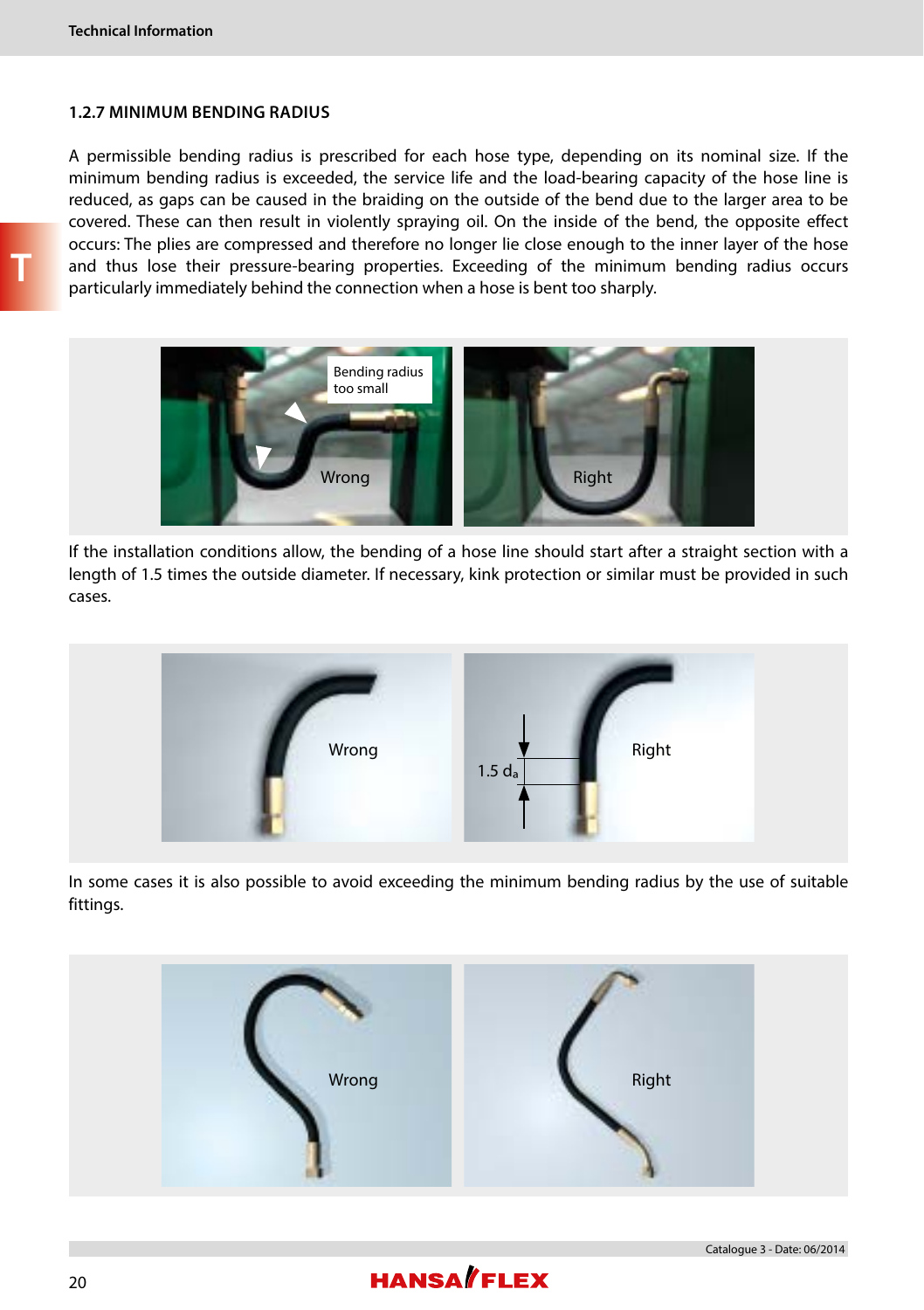### 1.2.7 MINIMUM BENDING RADIUS

A permissible bending radius is prescribed for each hose type, depending on its nominal size. If the minimum bending radius is exceeded, the service life and the load-bearing capacity of the hose line is reduced, as gaps can be caused in the braiding on the outside of the bend due to the larger area to be covered. These can then result in violently spraying oil. On the inside of the bend, the opposite effect occurs: The plies are compressed and therefore no longer lie close enough to the inner layer of the hose and thus lose their pressure-bearing properties. Exceeding of the minimum bending radius occurs particularly immediately behind the connection when a hose is bent too sharply.

If the installation conditions allow, the bending of a hose line should start after a straight section with a length of 1.5 times the outside diameter. If necessary, kink protection or similar must be provided in such cases.

In some cases it is also possible to avoid exceeding the minimum bending radius by the use of suitable fittings.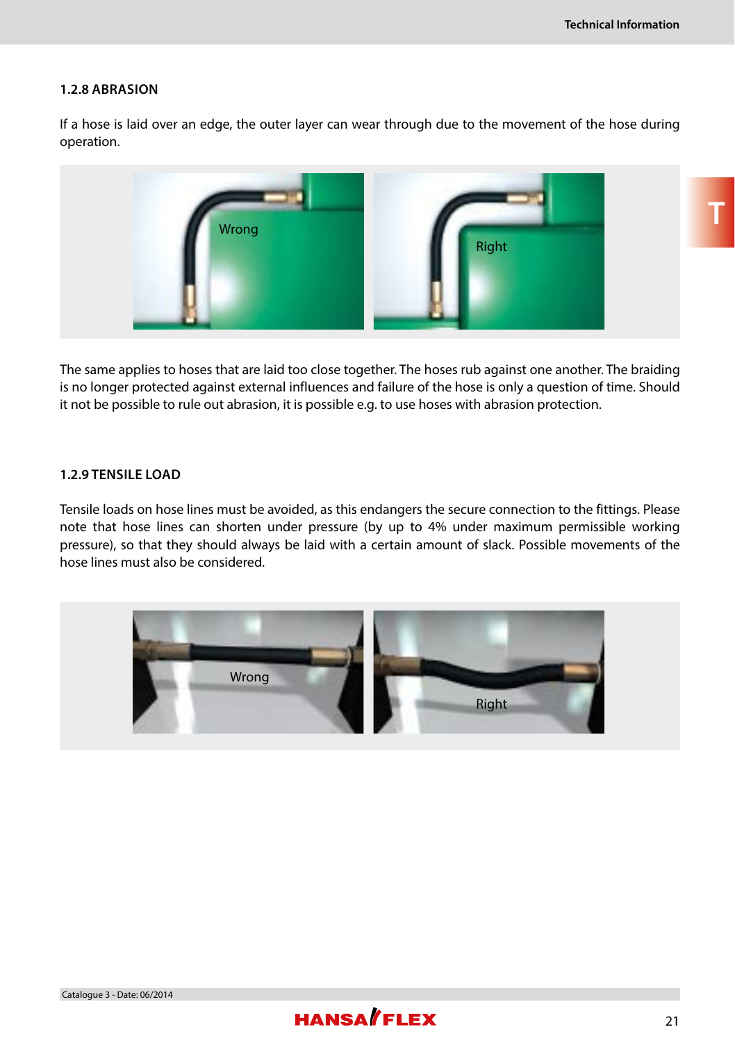### 1.2.8 ABRASION

If a hose is laid over an edge, the outer layer can wear through due to the movement of the hose during operation.

Wrong

Right

The same applies to hoses that are laid too close together. The hoses rub against one another. The braiding is no longer protected against external influences and failure of the hose is only a question of time. Should it not be possible to rule out abrasion, it is possible e.g. to use hoses with abrasion protection.

### 1.2.9 TENSILE LOAD

Tensile loads on hose lines must be avoided, as this endangers the secure connection to the fittings. Please note that hose lines can shorten under pressure (by up to 4% under maximum permissible working pressure), so that they should always be laid with a certain amount of slack. Possible movements of the hose lines must also be considered.

Wrong

Right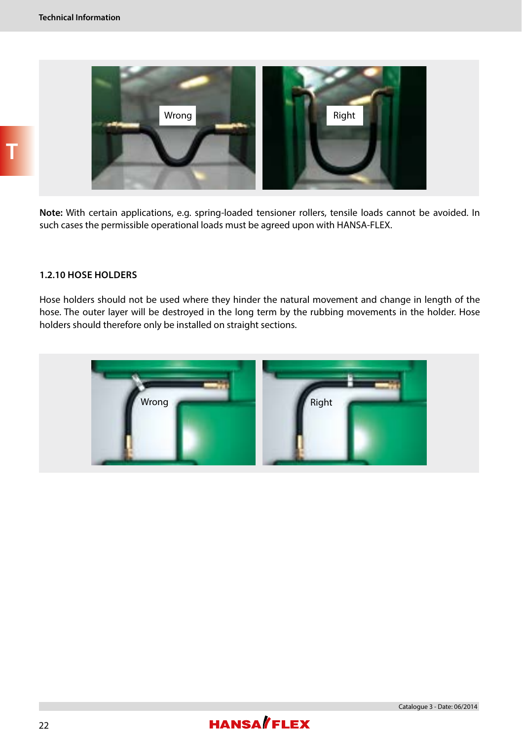**Note:** With certain applications, e.g. spring-loaded tensioner rollers, tensile loads cannot be avoided. In such cases the permissible operational loads must be agreed upon with HANSA-FLEX.

### 1.2.10 HOSE HOLDERS

Hose holders should not be used where they hinder the natural movement and change in length of the hose. The outer layer will be destroyed in the long term by the rubbing movements in the holder. Hose holders should therefore only be installed on straight sections.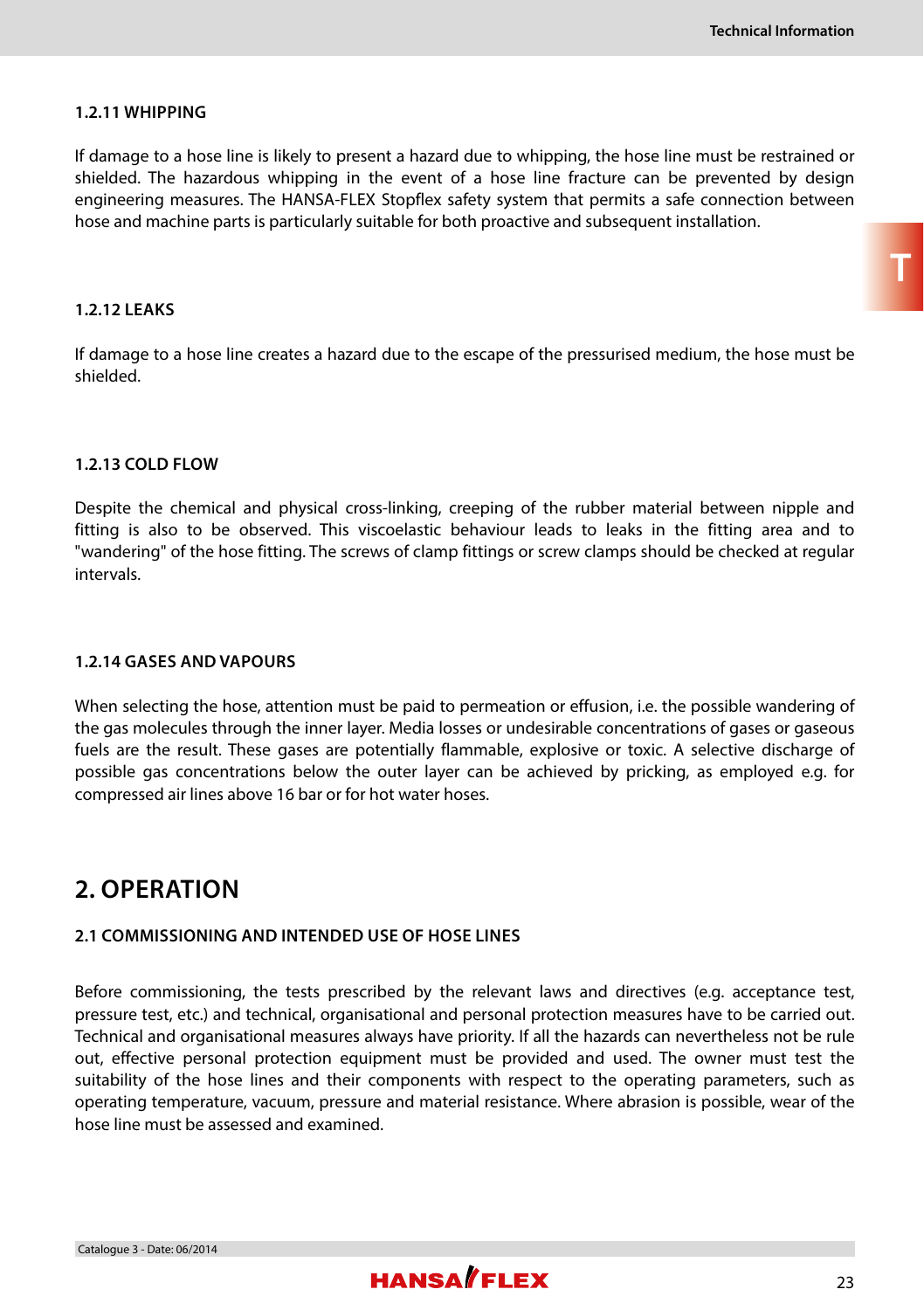### 1.2.11 WHIPPING

If damage to a hose line is likely to present a hazard due to whipping, the hose line must be restrained or shielded. The hazardous whipping in the event of a hose line fracture can be prevented by design engineering measures. The HANSA-FLEX Stopflex safety system that permits a safe connection between hose and machine parts is particularly suitable for both proactive and subsequent installation.

### 1.2.12 LEAKS

If damage to a hose line creates a hazard due to the escape of the pressurised medium, the hose must be shielded.

### 1.2.13 COLD FLOW

Despite the chemical and physical cross-linking, creeping of the rubber material between nipple and fitting is also to be observed. This viscoelastic behaviour leads to leaks in the fitting area and to "wandering" of the hose fitting. The screws of clamp fittings or screw clamps should be checked at regular intervals.

### 1.2.14 GASES AND VAPOURS

When selecting the hose, attention must be paid to permeation or effusion, i.e. the possible wandering of the gas molecules through the inner layer. Media losses or undesirable concentrations of gases or gaseous fuels are the result. These gases are potentially flammable, explosive or toxic. A selective discharge of possible gas concentrations below the outer layer can be achieved by pricking, as employed e.g. for compressed air lines above 16 bar or for hot water hoses.

## 2. OPERATION

### 2.1 COMMISSIONING AND INTENDED USE OF HOSE LINES

Before commissioning, the tests prescribed by the relevant laws and directives (e.g. acceptance test, pressure test, etc.) and technical, organisational and personal protection measures have to be carried out. Technical and organisational measures always have priority. If all the hazards can nevertheless not be rule out, effective personal protection equipment must be provided and used. The owner must test the suitability of the hose lines and their components with respect to the operating parameters, such as operating temperature, vacuum, pressure and material resistance. Where abrasion is possible, wear of the hose line must be assessed and examined.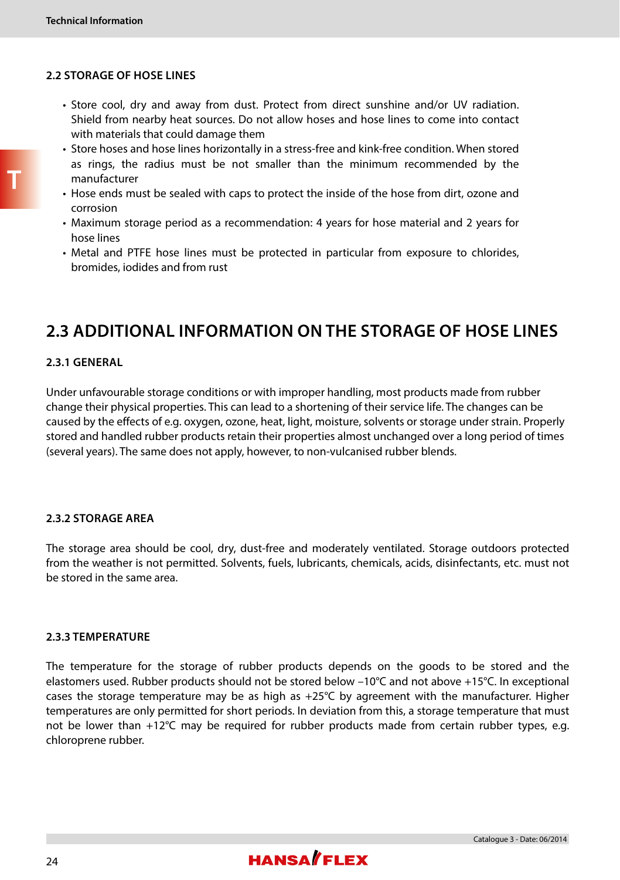### 2.2 STORAGE OF HOSE LINES

- Store cool, dry and away from dust. Protect from direct sunshine and/or UV radiation. Shield from nearby heat sources. Do not allow hoses and hose lines to come into contact with materials that could damage them
- Store hoses and hose lines horizontally in a stress-free and kink-free condition. When stored as rings, the radius must be not smaller than the minimum recommended by the manufacturer
- Hose ends must be sealed with caps to protect the inside of the hose from dirt, ozone and corrosion
- Maximum storage period as a recommendation: 4 years for hose material and 2 years for hose lines
- Metal and PTFE hose lines must be protected in particular from exposure to chlorides, bromides, iodides and from rust

## 2.3 ADDITIONAL INFORMATION ON THE STORAGE OF HOSE LINES

### 2.3.1 GENERAL

Under unfavourable storage conditions or with improper handling, most products made from rubber change their physical properties. This can lead to a shortening of their service life. The changes can be caused by the effects of e.g. oxygen, ozone, heat, light, moisture, solvents or storage under strain. Properly stored and handled rubber products retain their properties almost unchanged over a long period of times (several years). The same does not apply, however, to non-vulcanised rubber blends.

### 2.3.2 STORAGE AREA

The storage area should be cool, dry, dust-free and moderately ventilated. Storage outdoors protected from the weather is not permitted. Solvents, fuels, lubricants, chemicals, acids, disinfectants, etc. must not be stored in the same area.

### 2.3.3 TEMPERATURE

The temperature for the storage of rubber products depends on the goods to be stored and the elastomers used. Rubber products should not be stored below –10°C and not above +15°C. In exceptional cases the storage temperature may be as high as +25°C by agreement with the manufacturer. Higher temperatures are only permitted for short periods. In deviation from this, a storage temperature that must not be lower than +12°C may be required for rubber products made from certain rubber types, e.g. chloroprene rubber.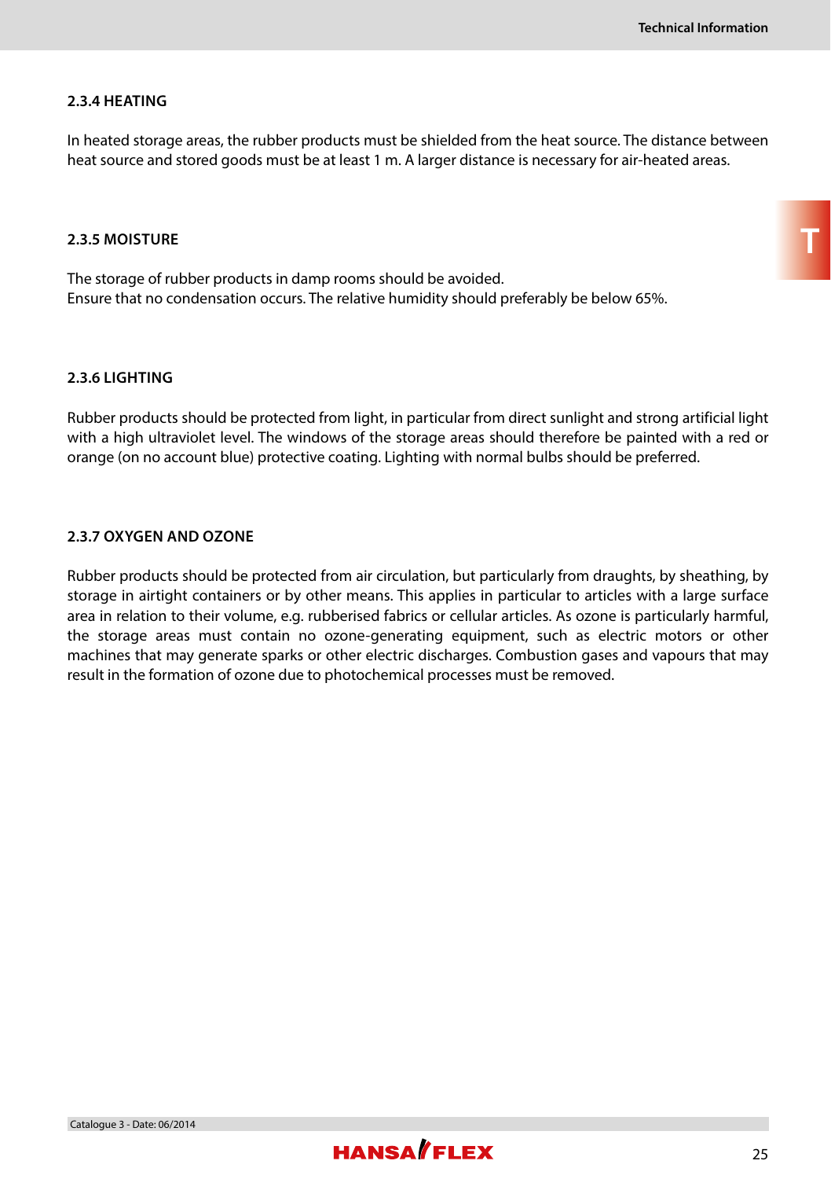### 2.3.4 HEATING

In heated storage areas, the rubber products must be shielded from the heat source. The distance between heat source and stored goods must be at least 1 m. A larger distance is necessary for air-heated areas.

### 2.3.5 MOISTURE

The storage of rubber products in damp rooms should be avoided.
Ensure that no condensation occurs. The relative humidity should preferably be below 65%.

### 2.3.6 LIGHTING

Rubber products should be protected from light, in particular from direct sunlight and strong artificial light with a high ultraviolet level. The windows of the storage areas should therefore be painted with a red or orange (on no account blue) protective coating. Lighting with normal bulbs should be preferred.

### 2.3.7 OXYGEN AND OZONE

Rubber products should be protected from air circulation, but particularly from draughts, by sheathing, by storage in airtight containers or by other means. This applies in particular to articles with a large surface area in relation to their volume, e.g. rubberised fabrics or cellular articles. As ozone is particularly harmful, the storage areas must contain no ozone-generating equipment, such as electric motors or other machines that may generate sparks or other electric discharges. Combustion gases and vapours that may result in the formation of ozone due to photochemical processes must be removed.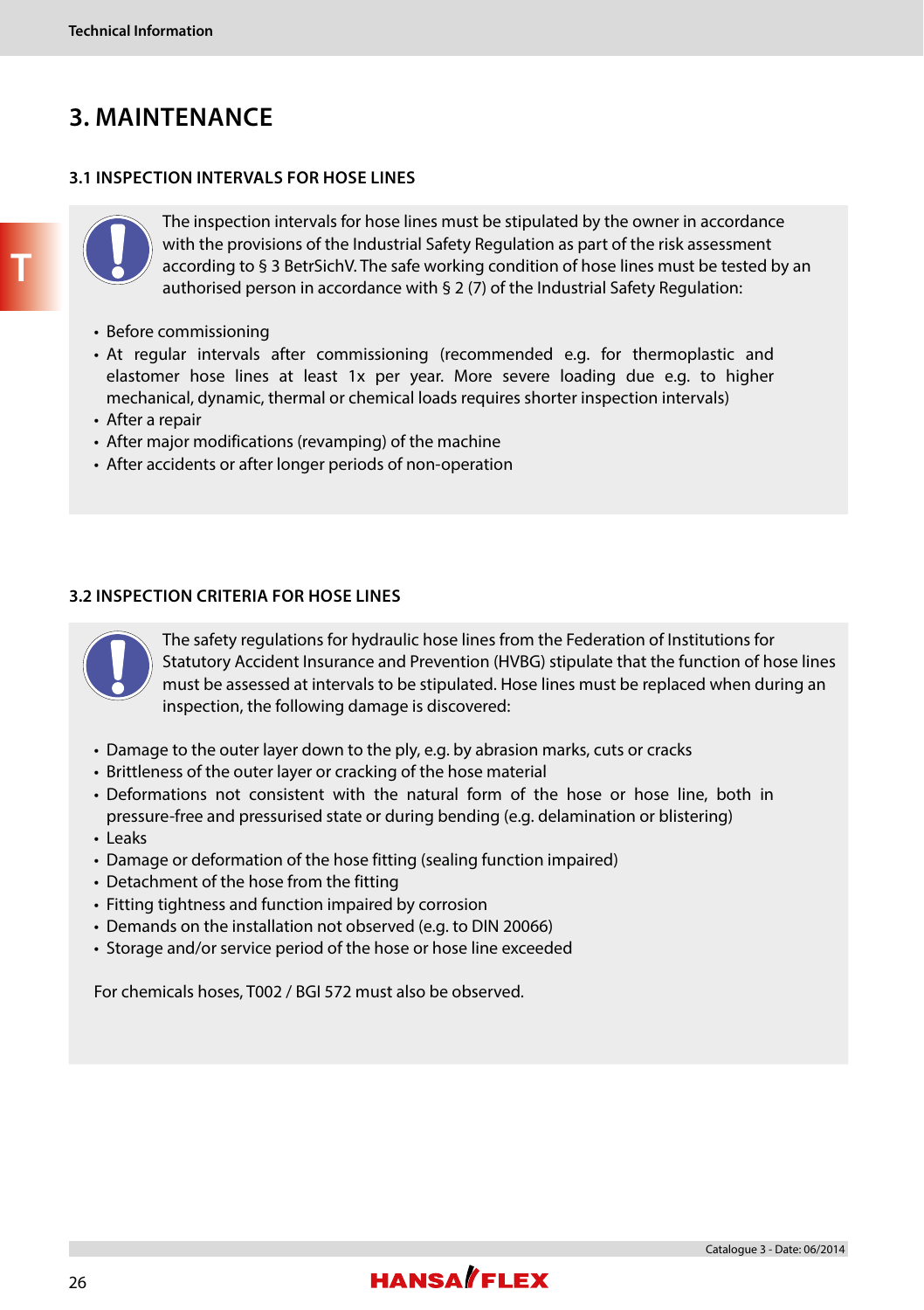# 3. MAINTENANCE

## 3.1 INSPECTION INTERVALS FOR HOSE LINES

The inspection intervals for hose lines must be stipulated by the owner in accordance with the provisions of the Industrial Safety Regulation as part of the risk assessment according to § 3 BetrSichV. The safe working condition of hose lines must be tested by an authorised person in accordance with § 2 (7) of the Industrial Safety Regulation:

- Before commissioning
- At regular intervals after commissioning (recommended e.g. for thermoplastic and elastomer hose lines at least 1x per year. More severe loading due e.g. to higher mechanical, dynamic, thermal or chemical loads requires shorter inspection intervals)
- After a repair
- After major modifications (revamping) of the machine
- After accidents or after longer periods of non-operation

## 3.2 INSPECTION CRITERIA FOR HOSE LINES

The safety regulations for hydraulic hose lines from the Federation of Institutions for Statutory Accident Insurance and Prevention (HVBG) stipulate that the function of hose lines must be assessed at intervals to be stipulated. Hose lines must be replaced when during an inspection, the following damage is discovered:

- Damage to the outer layer down to the ply, e.g. by abrasion marks, cuts or cracks
- Brittleness of the outer layer or cracking of the hose material
- Deformations not consistent with the natural form of the hose or hose line, both in pressure-free and pressurised state or during bending (e.g. delamination or blistering)
- Leaks
- Damage or deformation of the hose fitting (sealing function impaired)
- Detachment of the hose from the fitting
- Fitting tightness and function impaired by corrosion
- Demands on the installation not observed (e.g. to DIN 20066)
- Storage and/or service period of the hose or hose line exceeded

For chemicals hoses, T002 / BGI 572 must also be observed.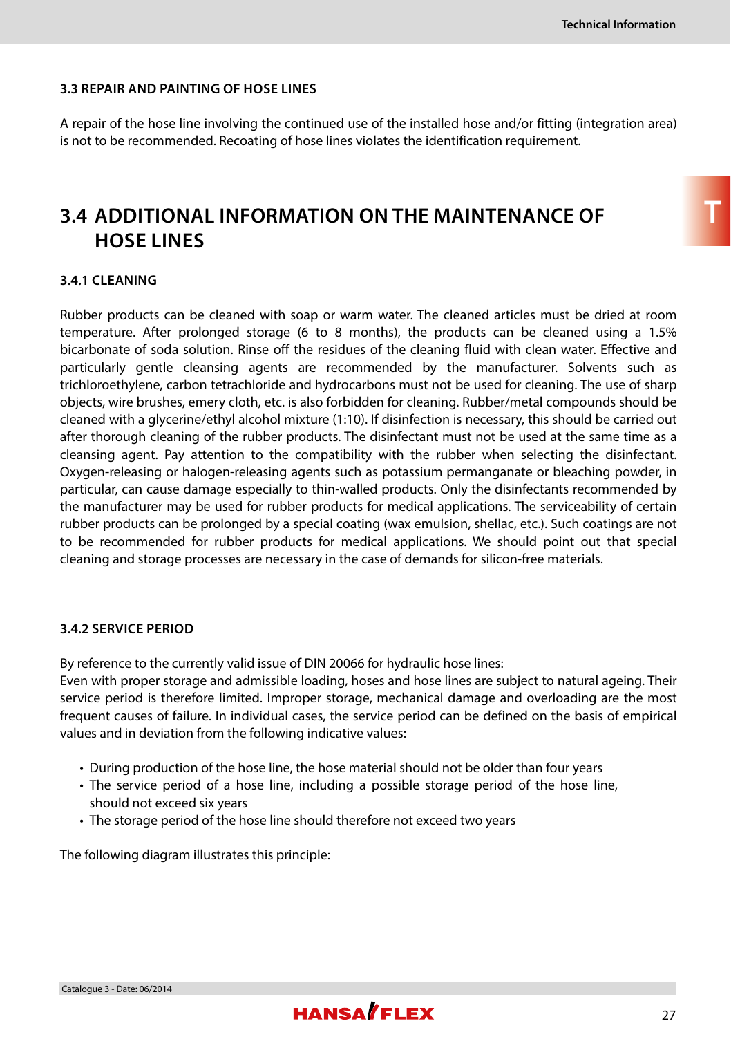### 3.3 REPAIR AND PAINTING OF HOSE LINES

A repair of the hose line involving the continued use of the installed hose and/or fitting (integration area) is not to be recommended. Recoating of hose lines violates the identification requirement.

## 3.4 ADDITIONAL INFORMATION ON THE MAINTENANCE OF HOSE LINES

### 3.4.1 CLEANING

Rubber products can be cleaned with soap or warm water. The cleaned articles must be dried at room temperature. After prolonged storage (6 to 8 months), the products can be cleaned using a 1.5% bicarbonate of soda solution. Rinse off the residues of the cleaning fluid with clean water. Effective and particularly gentle cleansing agents are recommended by the manufacturer. Solvents such as trichloroethylene, carbon tetrachloride and hydrocarbons must not be used for cleaning. The use of sharp objects, wire brushes, emery cloth, etc. is also forbidden for cleaning. Rubber/metal compounds should be cleaned with a glycerine/ethyl alcohol mixture (1:10). If disinfection is necessary, this should be carried out after thorough cleaning of the rubber products. The disinfectant must not be used at the same time as a cleansing agent. Pay attention to the compatibility with the rubber when selecting the disinfectant. Oxygen-releasing or halogen-releasing agents such as potassium permanganate or bleaching powder, in particular, can cause damage especially to thin-walled products. Only the disinfectants recommended by the manufacturer may be used for rubber products for medical applications. The serviceability of certain rubber products can be prolonged by a special coating (wax emulsion, shellac, etc.). Such coatings are not to be recommended for rubber products for medical applications. We should point out that special cleaning and storage processes are necessary in the case of demands for silicon-free materials.

### 3.4.2 SERVICE PERIOD

By reference to the currently valid issue of DIN 20066 for hydraulic hose lines:
Even with proper storage and admissible loading, hoses and hose lines are subject to natural ageing. Their service period is therefore limited. Improper storage, mechanical damage and overloading are the most frequent causes of failure. In individual cases, the service period can be defined on the basis of empirical values and in deviation from the following indicative values:

- During production of the hose line, the hose material should not be older than four years
- The service period of a hose line, including a possible storage period of the hose line, should not exceed six years
- The storage period of the hose line should therefore not exceed two years

The following diagram illustrates this principle: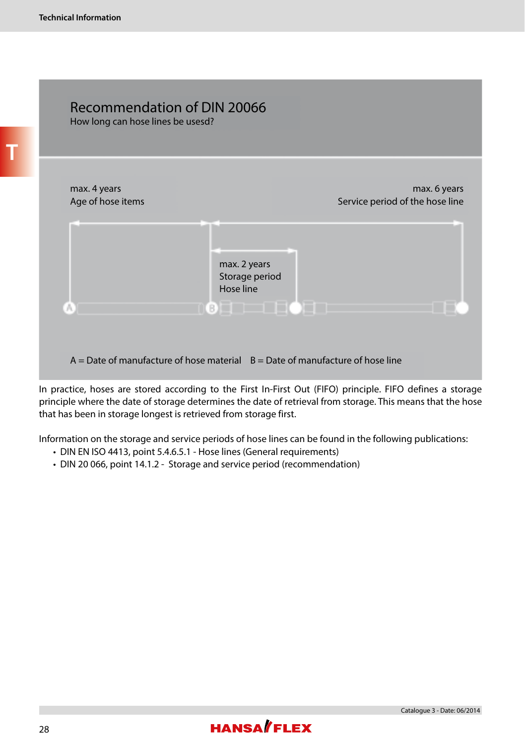## Recommendation of DIN 20066

How long can hose lines be usesd?

max. 4 years
Age of hose items

max. 6 years
Service period of the hose line

max. 2 years
Storage period
Hose line

A = Date of manufacture of hose material B = Date of manufacture of hose line

In practice, hoses are stored according to the First In-First Out (FIFO) principle. FIFO defines a storage principle where the date of storage determines the date of retrieval from storage. This means that the hose that has been in storage longest is retrieved from storage first.

Information on the storage and service periods of hose lines can be found in the following publications:

- DIN EN ISO 4413, point 5.4.6.5.1 - Hose lines (General requirements)
- DIN 20 066, point 14.1.2 - Storage and service period (recommendation)